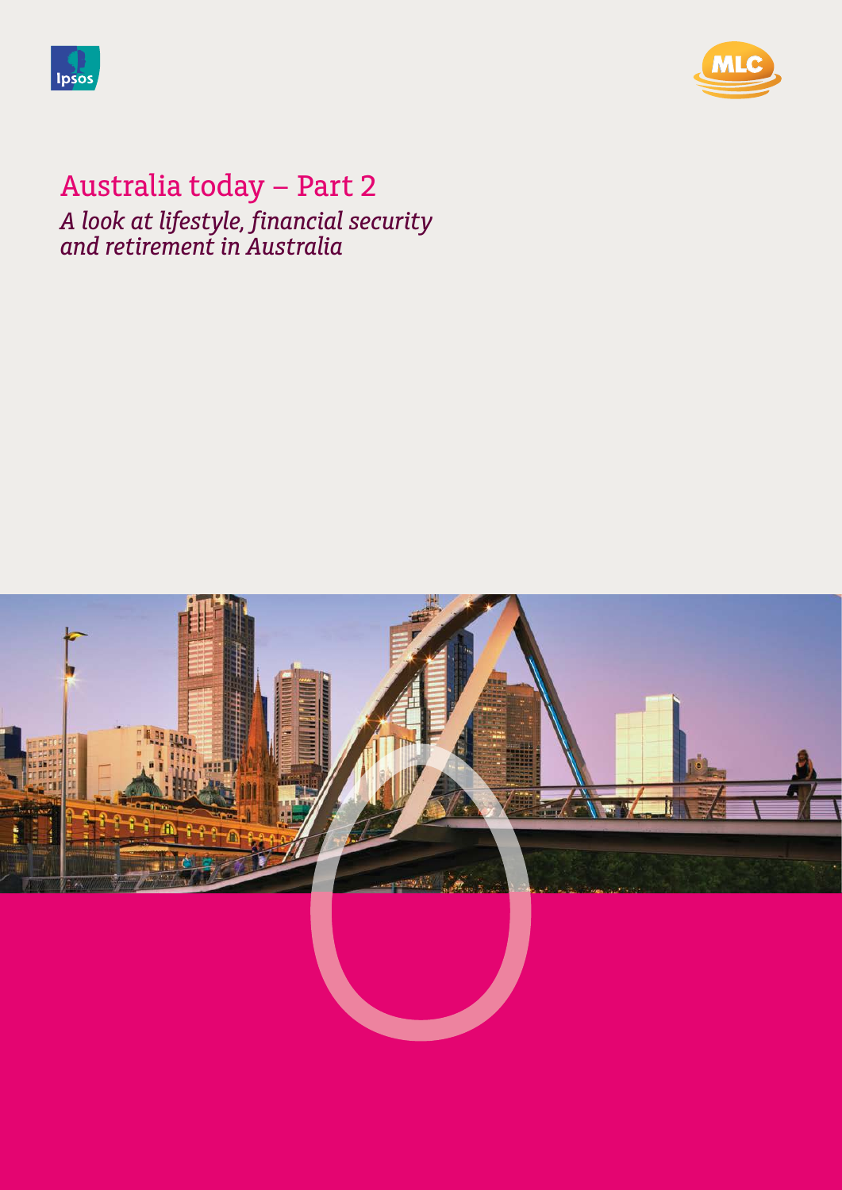# Australia today – Part 2

*A look at lifestyle, financial security and retirement in Australia*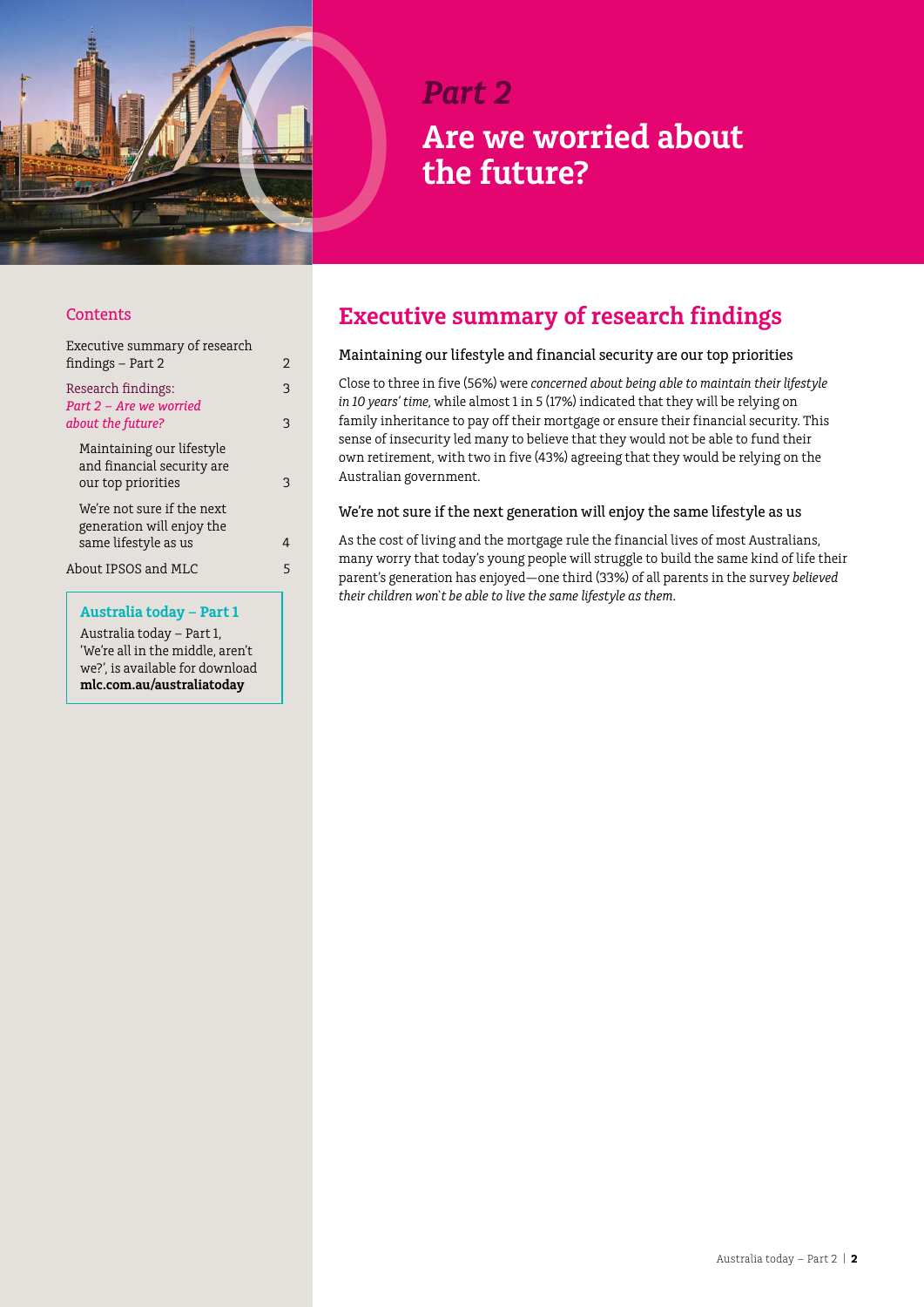# *Part 2*

# Are we worried about the future?

## Contents

| | |
|---|---|
| Executive summary of research findings – Part 2 | 2 |
| Research findings: *Part 2 – Are we worried about the future?* | 3 |
| Maintaining our lifestyle and financial security are our top priorities | 3 |
| We're not sure if the next generation will enjoy the same lifestyle as us | 4 |
| About IPSOS and MLC | 5 |

**Australia today – Part 1**

Australia today – Part 1, 'We're all in the middle, aren't we?', is available for download **mlc.com.au/australiatoday**

## Executive summary of research findings

### Maintaining our lifestyle and financial security are our top priorities

Close to three in five (56%) were *concerned about being able to maintain their lifestyle in 10 years' time*, while almost 1 in 5 (17%) indicated that they will be relying on family inheritance to pay off their mortgage or ensure their financial security. This sense of insecurity led many to believe that they would not be able to fund their own retirement, with two in five (43%) agreeing that they would be relying on the Australian government.

### We're not sure if the next generation will enjoy the same lifestyle as us

As the cost of living and the mortgage rule the financial lives of most Australians, many worry that today's young people will struggle to build the same kind of life their parent's generation has enjoyed—one third (33%) of all parents in the survey *believed their children won't be able to live the same lifestyle as them*.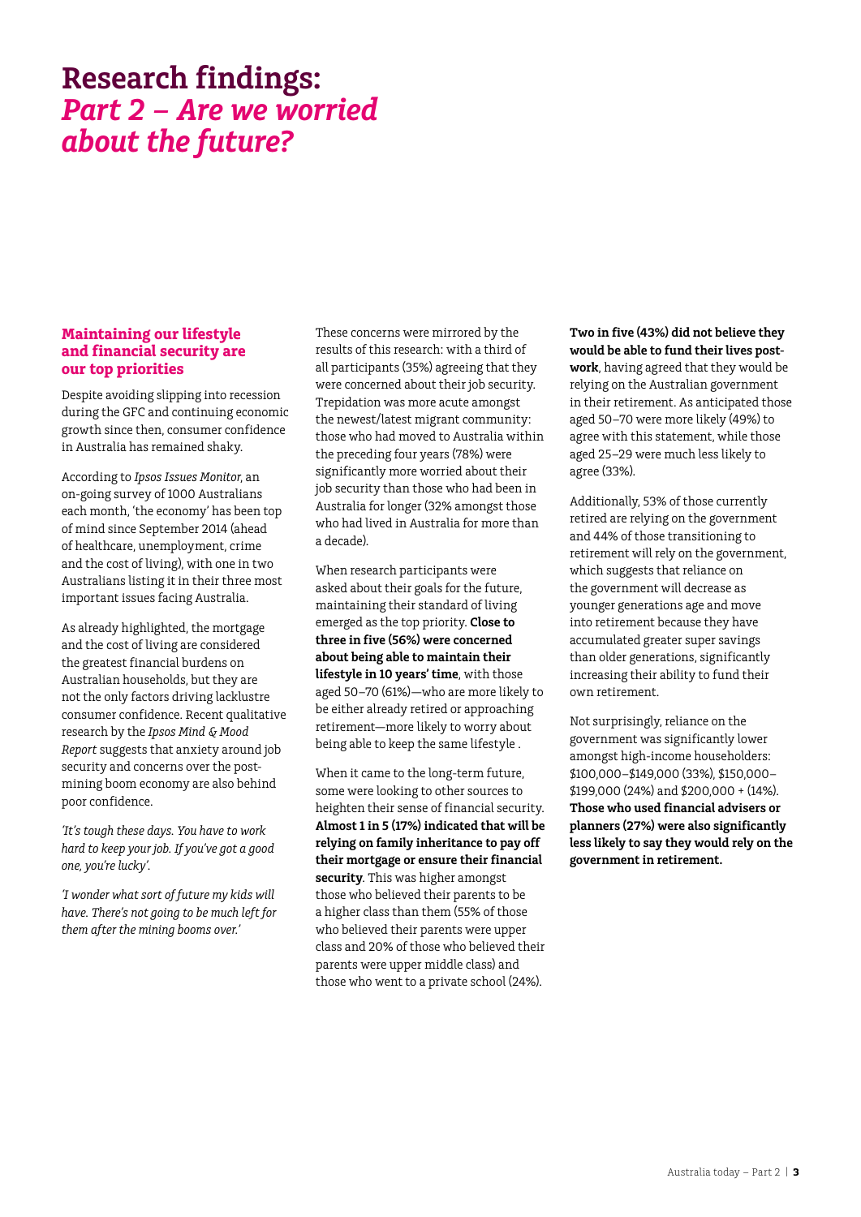# Research findings:
# *Part 2 – Are we worried about the future?*

### Maintaining our lifestyle and financial security are our top priorities

Despite avoiding slipping into recession during the GFC and continuing economic growth since then, consumer confidence in Australia has remained shaky.

According to *Ipsos Issues Monitor*, an on-going survey of 1000 Australians each month, 'the economy' has been top of mind since September 2014 (ahead of healthcare, unemployment, crime and the cost of living), with one in two Australians listing it in their three most important issues facing Australia.

As already highlighted, the mortgage and the cost of living are considered the greatest financial burdens on Australian households, but they are not the only factors driving lacklustre consumer confidence. Recent qualitative research by the *Ipsos Mind & Mood Report* suggests that anxiety around job security and concerns over the post-mining boom economy are also behind poor confidence.

*'It's tough these days. You have to work hard to keep your job. If you've got a good one, you're lucky'.*

*'I wonder what sort of future my kids will have. There's not going to be much left for them after the mining booms over.'*

These concerns were mirrored by the results of this research: with a third of all participants (35%) agreeing that they were concerned about their job security. Trepidation was more acute amongst the newest/latest migrant community: those who had moved to Australia within the preceding four years (78%) were significantly more worried about their job security than those who had been in Australia for longer (32% amongst those who had lived in Australia for more than a decade).

When research participants were asked about their goals for the future, maintaining their standard of living emerged as the top priority. **Close to three in five (56%) were concerned about being able to maintain their lifestyle in 10 years' time**, with those aged 50–70 (61%)—who are more likely to be either already retired or approaching retirement—more likely to worry about being able to keep the same lifestyle .

When it came to the long-term future, some were looking to other sources to heighten their sense of financial security. **Almost 1 in 5 (17%) indicated that will be relying on family inheritance to pay off their mortgage or ensure their financial security**. This was higher amongst those who believed their parents to be a higher class than them (55% of those who believed their parents were upper class and 20% of those who believed their parents were upper middle class) and those who went to a private school (24%).

**Two in five (43%) did not believe they would be able to fund their lives post-work**, having agreed that they would be relying on the Australian government in their retirement. As anticipated those aged 50–70 were more likely (49%) to agree with this statement, while those aged 25–29 were much less likely to agree (33%).

Additionally, 53% of those currently retired are relying on the government and 44% of those transitioning to retirement will rely on the government, which suggests that reliance on the government will decrease as younger generations age and move into retirement because they have accumulated greater super savings than older generations, significantly increasing their ability to fund their own retirement.

Not surprisingly, reliance on the government was significantly lower amongst high-income householders: $100,000–$149,000 (33%), $150,000–$199,000 (24%) and $200,000 + (14%). **Those who used financial advisers or planners (27%) were also significantly less likely to say they would rely on the government in retirement.**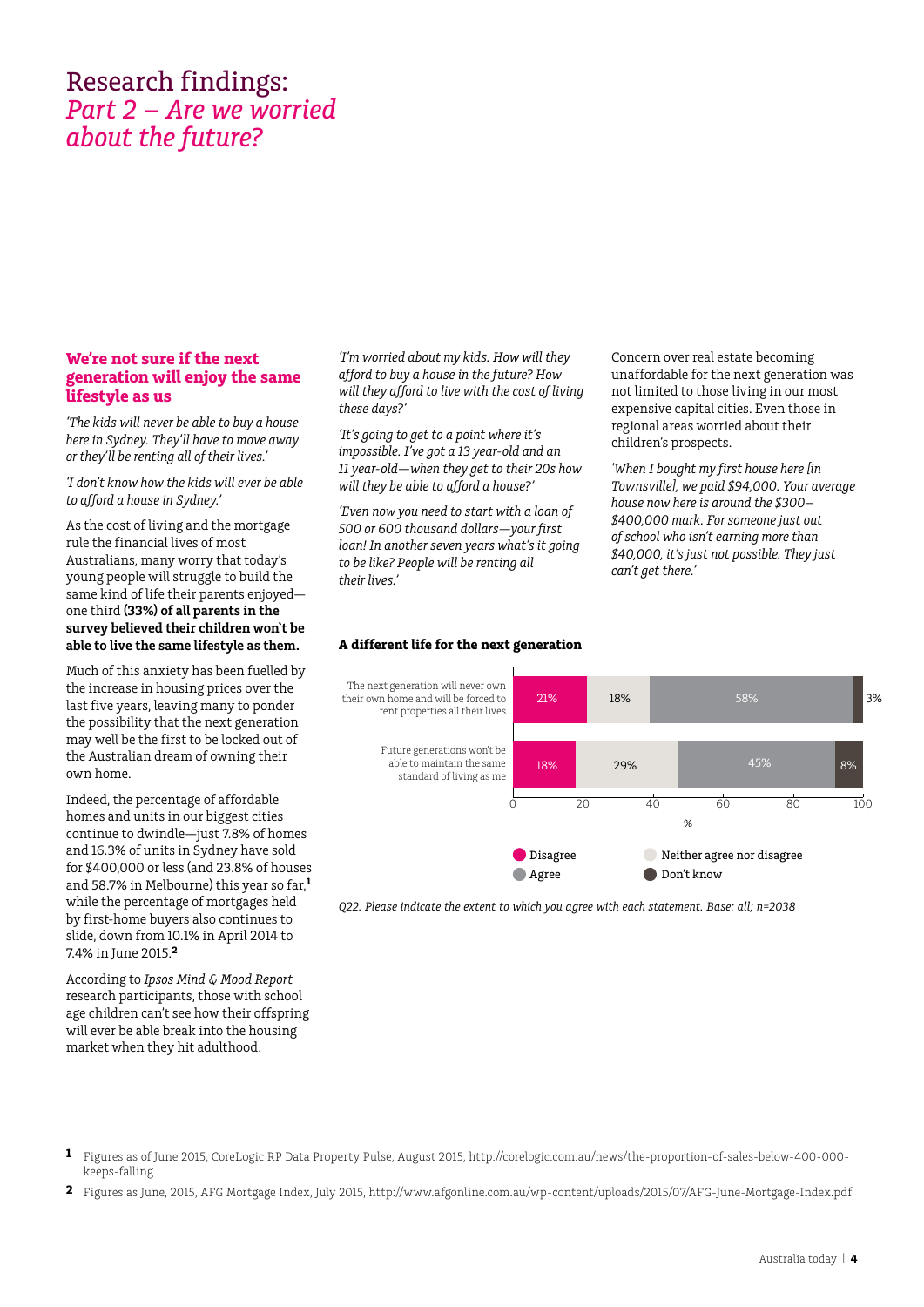# Research findings: *Part 2 – Are we worried about the future?*

## We're not sure if the next generation will enjoy the same lifestyle as us

*'The kids will never be able to buy a house here in Sydney. They'll have to move away or they'll be renting all of their lives.'*

*'I don't know how the kids will ever be able to afford a house in Sydney.'*

As the cost of living and the mortgage rule the financial lives of most Australians, many worry that today's young people will struggle to build the same kind of life their parents enjoyed—one third **(33%) of all parents in the survey believed their children won't be able to live the same lifestyle as them.**

Much of this anxiety has been fuelled by the increase in housing prices over the last five years, leaving many to ponder the possibility that the next generation may well be the first to be locked out of the Australian dream of owning their own home.

Indeed, the percentage of affordable homes and units in our biggest cities continue to dwindle—just 7.8% of homes and 16.3% of units in Sydney have sold for $400,000 or less (and 23.8% of houses and 58.7% in Melbourne) this year so far,[1] while the percentage of mortgages held by first-home buyers also continues to slide, down from 10.1% in April 2014 to 7.4% in June 2015.[2]

According to *Ipsos Mind & Mood Report* research participants, those with school age children can't see how their offspring will ever be able break into the housing market when they hit adulthood.

*'I'm worried about my kids. How will they afford to buy a house in the future? How will they afford to live with the cost of living these days?'*

*'It's going to get to a point where it's impossible. I've got a 13 year-old and an 11 year-old—when they get to their 20s how will they be able to afford a house?'*

*'Even now you need to start with a loan of 500 or 600 thousand dollars—your first loan! In another seven years what's it going to be like? People will be renting all their lives.'*

Concern over real estate becoming unaffordable for the next generation was not limited to those living in our most expensive capital cities. Even those in regional areas worried about their children's prospects.

*'When I bought my first house here [in Townsville], we paid $94,000. Your average house now here is around the $300–$400,000 mark. For someone just out of school who isn't earning more than $40,000, it's just not possible. They just can't get there.'*

**A different life for the next generation**

| Statement | Disagree | Neither agree nor disagree | Agree | Don't know |
|---|---|---|---|---|
| The next generation will never own their own home and will be forced to rent properties all their lives | 21% | 18% | 58% | 3% |
| Future generations won't be able to maintain the same standard of living as me | 18% | 29% | 45% | 8% |

*Q22. Please indicate the extent to which you agree with each statement. Base: all; n=2038*

1 Figures as of June 2015, CoreLogic RP Data Property Pulse, August 2015, http://corelogic.com.au/news/the-proportion-of-sales-below-400-000-keeps-falling

2 Figures as June, 2015, AFG Mortgage Index, July 2015, http://www.afgonline.com.au/wp-content/uploads/2015/07/AFG-June-Mortgage-Index.pdf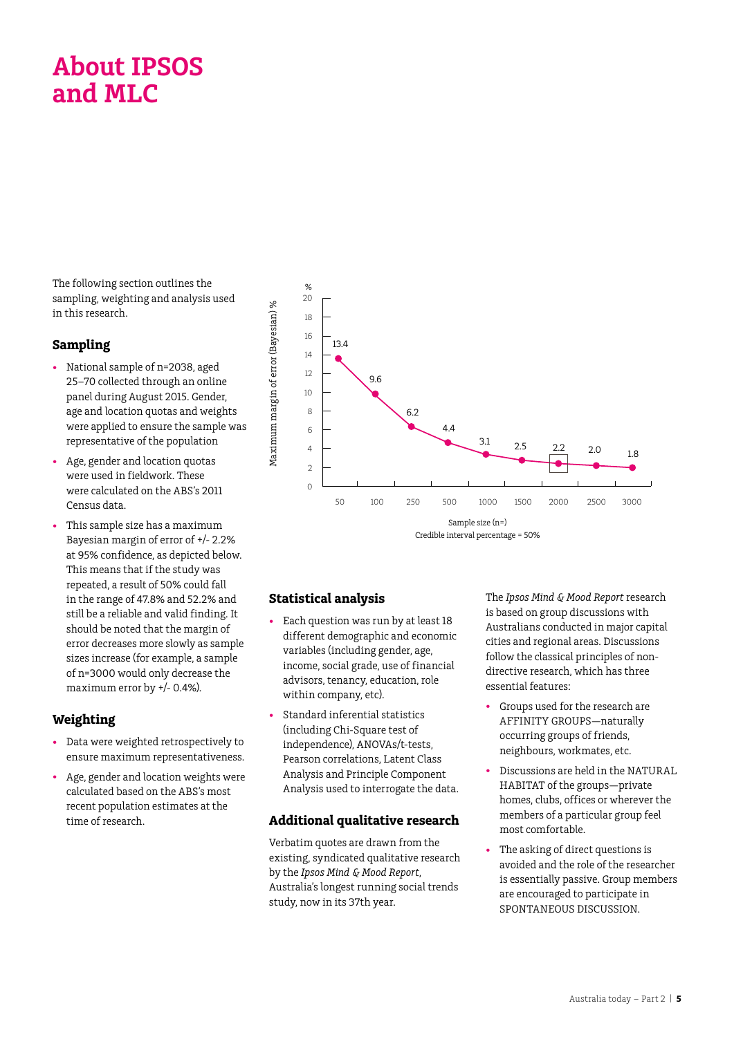# About IPSOS and MLC

The following section outlines the sampling, weighting and analysis used in this research.

## Sampling

- National sample of n=2038, aged 25–70 collected through an online panel during August 2015. Gender, age and location quotas and weights were applied to ensure the sample was representative of the population
- Age, gender and location quotas were used in fieldwork. These were calculated on the ABS's 2011 Census data.
- This sample size has a maximum Bayesian margin of error of +/- 2.2% at 95% confidence, as depicted below. This means that if the study was repeated, a result of 50% could fall in the range of 47.8% and 52.2% and still be a reliable and valid finding. It should be noted that the margin of error decreases more slowly as sample sizes increase (for example, a sample of n=3000 would only decrease the maximum error by +/- 0.4%).

| Sample size (n=) | 50 | 100 | 250 | 500 | 1000 | 1500 | 2000 | 2500 | 3000 |
|---|---|---|---|---|---|---|---|---|---|
| Maximum margin of error (Bayesian) % | 13.4 | 9.6 | 6.2 | 4.4 | 3.1 | 2.5 | 2.2 | 2.0 | 1.8 |

Credible interval percentage = 50%

## Weighting

- Data were weighted retrospectively to ensure maximum representativeness.
- Age, gender and location weights were calculated based on the ABS's most recent population estimates at the time of research.

## Statistical analysis

- Each question was run by at least 18 different demographic and economic variables (including gender, age, income, social grade, use of financial advisors, tenancy, education, role within company, etc).
- Standard inferential statistics (including Chi-Square test of independence), ANOVAs/t-tests, Pearson correlations, Latent Class Analysis and Principle Component Analysis used to interrogate the data.

## Additional qualitative research

Verbatim quotes are drawn from the existing, syndicated qualitative research by the *Ipsos Mind & Mood Report*, Australia's longest running social trends study, now in its 37th year.

The *Ipsos Mind & Mood Report* research is based on group discussions with Australians conducted in major capital cities and regional areas. Discussions follow the classical principles of non-directive research, which has three essential features:

- Groups used for the research are AFFINITY GROUPS—naturally occurring groups of friends, neighbours, workmates, etc.
- Discussions are held in the NATURAL HABITAT of the groups—private homes, clubs, offices or wherever the members of a particular group feel most comfortable.
- The asking of direct questions is avoided and the role of the researcher is essentially passive. Group members are encouraged to participate in SPONTANEOUS DISCUSSION.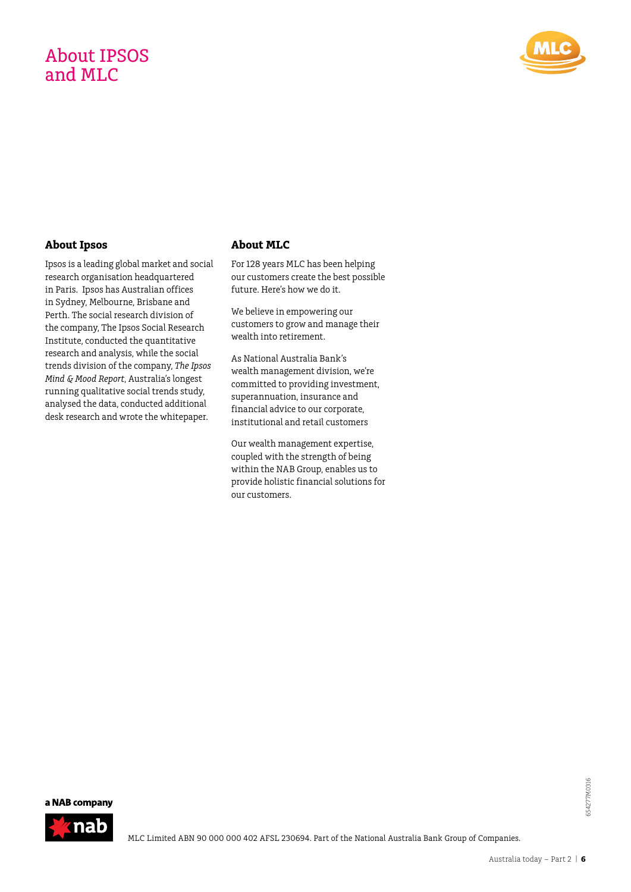# About IPSOS and MLC

## About Ipsos

Ipsos is a leading global market and social research organisation headquartered in Paris. Ipsos has Australian offices in Sydney, Melbourne, Brisbane and Perth. The social research division of the company, The Ipsos Social Research Institute, conducted the quantitative research and analysis, while the social trends division of the company, *The Ipsos Mind & Mood Report*, Australia's longest running qualitative social trends study, analysed the data, conducted additional desk research and wrote the whitepaper.

## About MLC

For 128 years MLC has been helping our customers create the best possible future. Here's how we do it.

We believe in empowering our customers to grow and manage their wealth into retirement.

As National Australia Bank's wealth management division, we're committed to providing investment, superannuation, insurance and financial advice to our corporate, institutional and retail customers

Our wealth management expertise, coupled with the strength of being within the NAB Group, enables us to provide holistic financial solutions for our customers.

**a NAB company**

MLC Limited ABN 90 000 000 402 AFSL 230694. Part of the National Australia Bank Group of Companies.

65427M0316